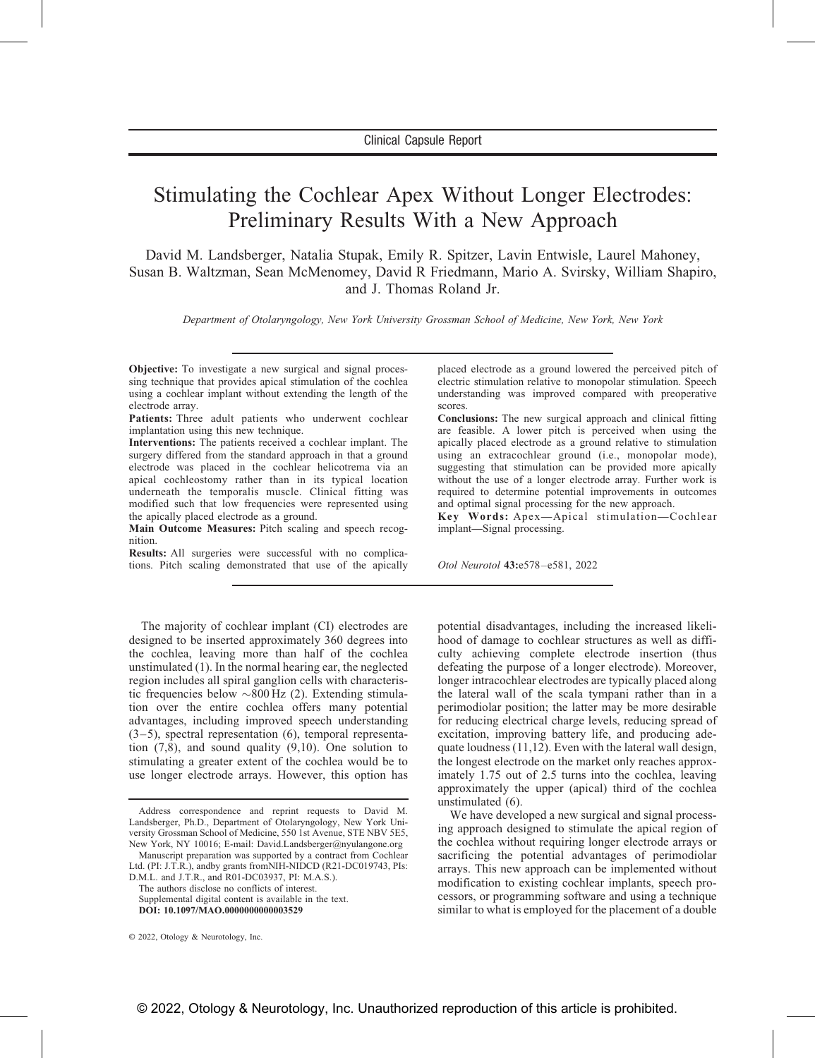Clinical Capsule Report

# Stimulating the Cochlear Apex Without Longer Electrodes: Preliminary Results With a New Approach

David M. Landsberger, Natalia Stupak, Emily R. Spitzer, Lavin Entwisle, Laurel Mahoney, Susan B. Waltzman, Sean McMenomey, David R Friedmann, Mario A. Svirsky, William Shapiro, and J. Thomas Roland Jr.

*Department of Otolaryngology, New York University Grossman School of Medicine, New York, New York*

**Objective:** To investigate a new surgical and signal processing technique that provides apical stimulation of the cochlea using a cochlear implant without extending the length of the electrode array.

**Patients:** Three adult patients who underwent cochlear implantation using this new technique.

**Interventions:** The patients received a cochlear implant. The surgery differed from the standard approach in that a ground electrode was placed in the cochlear helicotrema via an apical cochleostomy rather than in its typical location underneath the temporalis muscle. Clinical fitting was modified such that low frequencies were represented using the apically placed electrode as a ground.

**Main Outcome Measures:** Pitch scaling and speech recognition.

**Results:** All surgeries were successful with no complications. Pitch scaling demonstrated that use of the apically placed electrode as a ground lowered the perceived pitch of electric stimulation relative to monopolar stimulation. Speech understanding was improved compared with preoperative scores.

**Conclusions:** The new surgical approach and clinical fitting are feasible. A lower pitch is perceived when using the apically placed electrode as a ground relative to stimulation using an extracochlear ground (i.e., monopolar mode), suggesting that stimulation can be provided more apically without the use of a longer electrode array. Further work is required to determine potential improvements in outcomes and optimal signal processing for the new approach.

**Key Words:** Apex—Apical stimulation—Cochlear implant—Signal processing.

*Otol Neurotol* **43:**e578–e581, 2022

The majority of cochlear implant (CI) electrodes are designed to be inserted approximately 360 degrees into the cochlea, leaving more than half of the cochlea unstimulated (1). In the normal hearing ear, the neglected region includes all spiral ganglion cells with characteristic frequencies below ~800 Hz (2). Extending stimulation over the entire cochlea offers many potential advantages, including improved speech understanding (3–5), spectral representation (6), temporal representation (7,8), and sound quality (9,10). One solution to stimulating a greater extent of the cochlea would be to use longer electrode arrays. However, this option has potential disadvantages, including the increased likelihood of damage to cochlear structures as well as difficulty achieving complete electrode insertion (thus defeating the purpose of a longer electrode). Moreover, longer intracochlear electrodes are typically placed along the lateral wall of the scala tympani rather than in a perimodiolar position; the latter may be more desirable for reducing electrical charge levels, reducing spread of excitation, improving battery life, and producing adequate loudness (11,12). Even with the lateral wall design, the longest electrode on the market only reaches approximately 1.75 out of 2.5 turns into the cochlea, leaving approximately the upper (apical) third of the cochlea unstimulated (6).

We have developed a new surgical and signal processing approach designed to stimulate the apical region of the cochlea without requiring longer electrode arrays or sacrificing the potential advantages of perimodiolar arrays. This new approach can be implemented without modification to existing cochlear implants, speech processors, or programming software and using a technique similar to what is employed for the placement of a double

Address correspondence and reprint requests to David M. Landsberger, Ph.D., Department of Otolaryngology, New York University Grossman School of Medicine, 550 1st Avenue, STE NBV 5E5, New York, NY 10016; E-mail: David.Landsberger@nyulangone.org

Manuscript preparation was supported by a contract from Cochlear Ltd. (PI: J.T.R.), andby grants fromNIH-NIDCD (R21-DC019743, PIs: D.M.L. and J.T.R., and R01-DC03937, PI: M.A.S.).

The authors disclose no conflicts of interest.

Supplemental digital content is available in the text.

**DOI: 10.1097/MAO.0000000000003529**

© 2022, Otology & Neurotology, Inc.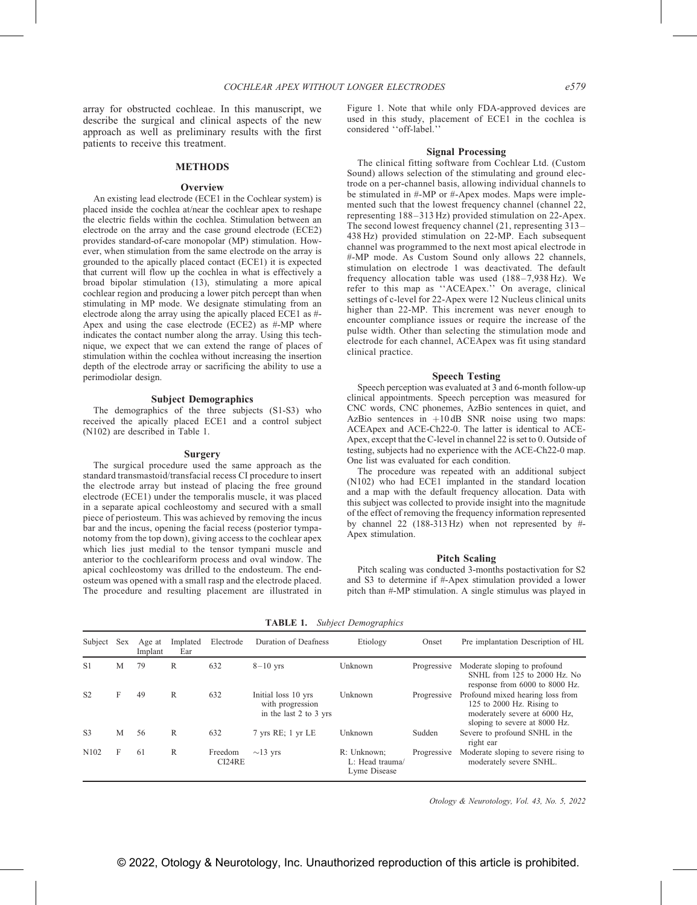array for obstructed cochleae. In this manuscript, we describe the surgical and clinical aspects of the new approach as well as preliminary results with the first patients to receive this treatment.

## METHODS

### Overview

An existing lead electrode (ECE1 in the Cochlear system) is placed inside the cochlea at/near the cochlear apex to reshape the electric fields within the cochlea. Stimulation between an electrode on the array and the case ground electrode (ECE2) provides standard-of-care monopolar (MP) stimulation. However, when stimulation from the same electrode on the array is grounded to the apically placed contact (ECE1) it is expected that current will flow up the cochlea in what is effectively a broad bipolar stimulation (13), stimulating a more apical cochlear region and producing a lower pitch percept than when stimulating in MP mode. We designate stimulating from an electrode along the array using the apically placed ECE1 as #-Apex and using the case electrode (ECE2) as #-MP where indicates the contact number along the array. Using this technique, we expect that we can extend the range of places of stimulation within the cochlea without increasing the insertion depth of the electrode array or sacrificing the ability to use a perimodiolar design.

### Subject Demographics

The demographics of the three subjects (S1-S3) who received the apically placed ECE1 and a control subject (N102) are described in Table 1.

### Surgery

The surgical procedure used the same approach as the standard transmastoid/transfacial recess CI procedure to insert the electrode array but instead of placing the free ground electrode (ECE1) under the temporalis muscle, it was placed in a separate apical cochleostomy and secured with a small piece of periosteum. This was achieved by removing the incus bar and the incus, opening the facial recess (posterior tympanotomy from the top down), giving access to the cochlear apex which lies just medial to the tensor tympani muscle and anterior to the cochleariform process and oval window. The apical cochleostomy was drilled to the endosteum. The endosteum was opened with a small rasp and the electrode placed. The procedure and resulting placement are illustrated in Figure 1. Note that while only FDA-approved devices are used in this study, placement of ECE1 in the cochlea is considered ''off-label.''

### Signal Processing

The clinical fitting software from Cochlear Ltd. (Custom Sound) allows selection of the stimulating and ground electrode on a per-channel basis, allowing individual channels to be stimulated in #-MP or #-Apex modes. Maps were implemented such that the lowest frequency channel (channel 22, representing 188–313 Hz) provided stimulation on 22-Apex. The second lowest frequency channel (21, representing 313–438 Hz) provided stimulation on 22-MP. Each subsequent channel was programmed to the next most apical electrode in #-MP mode. As Custom Sound only allows 22 channels, stimulation on electrode 1 was deactivated. The default frequency allocation table was used (188–7,938 Hz). We refer to this map as ''ACEApex.'' On average, clinical settings of c-level for 22-Apex were 12 Nucleus clinical units higher than 22-MP. This increment was never enough to encounter compliance issues or require the increase of the pulse width. Other than selecting the stimulation mode and electrode for each channel, ACEApex was fit using standard clinical practice.

### Speech Testing

Speech perception was evaluated at 3 and 6-month follow-up clinical appointments. Speech perception was measured for CNC words, CNC phonemes, AzBio sentences in quiet, and AzBio sentences in +10 dB SNR noise using two maps: ACEApex and ACE-Ch22-0. The latter is identical to ACE-Apex, except that the C-level in channel 22 is set to 0. Outside of testing, subjects had no experience with the ACE-Ch22-0 map. One list was evaluated for each condition.

The procedure was repeated with an additional subject (N102) who had ECE1 implanted in the standard location and a map with the default frequency allocation. Data with this subject was collected to provide insight into the magnitude of the effect of removing the frequency information represented by channel 22 (188-313 Hz) when not represented by #-Apex stimulation.

### Pitch Scaling

Pitch scaling was conducted 3-months postactivation for S2 and S3 to determine if #-Apex stimulation provided a lower pitch than #-MP stimulation. A single stimulus was played in

**TABLE 1.** *Subject Demographics*

| Subject | Sex | Age at Implant | Implanted Ear | Electrode | Duration of Deafness | Etiology | Onset | Pre implantation Description of HL |
|---|---|---|---|---|---|---|---|---|
| S1 | M | 79 | R | 632 | 8–10 yrs | Unknown | Progressive | Moderate sloping to profound SNHL from 125 to 2000 Hz. No response from 6000 to 8000 Hz. |
| S2 | F | 49 | R | 632 | Initial loss 10 yrs with progression in the last 2 to 3 yrs | Unknown | Progressive | Profound mixed hearing loss from 125 to 2000 Hz. Rising to moderately severe at 6000 Hz, sloping to severe at 8000 Hz. |
| S3 | M | 56 | R | 632 | 7 yrs RE; 1 yr LE | Unknown | Sudden | Severe to profound SNHL in the right ear |
| N102 | F | 61 | R | Freedom CI24RE | ~13 yrs | R: Unknown; L: Head trauma/ Lyme Disease | Progressive | Moderate sloping to severe rising to moderately severe SNHL. |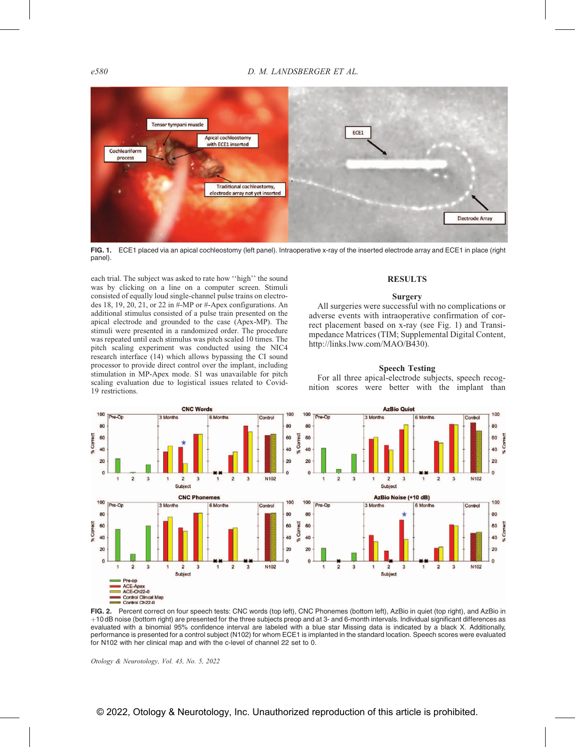FIG. 1. ECE1 placed via an apical cochleostomy (left panel). Intraoperative x-ray of the inserted electrode array and ECE1 in place (right panel).

each trial. The subject was asked to rate how ''high'' the sound was by clicking on a line on a computer screen. Stimuli consisted of equally loud single-channel pulse trains on electrodes 18, 19, 20, 21, or 22 in #-MP or #-Apex configurations. An additional stimulus consisted of a pulse train presented on the apical electrode and grounded to the case (Apex-MP). The stimuli were presented in a randomized order. The procedure was repeated until each stimulus was pitch scaled 10 times. The pitch scaling experiment was conducted using the NIC4 research interface (14) which allows bypassing the CI sound processor to provide direct control over the implant, including stimulation in MP-Apex mode. S1 was unavailable for pitch scaling evaluation due to logistical issues related to Covid-19 restrictions.

## RESULTS

### Surgery

All surgeries were successful with no complications or adverse events with intraoperative confirmation of correct placement based on x-ray (see Fig. 1) and Transimpedance Matrices (TIM; Supplemental Digital Content, http://links.lww.com/MAO/B430).

### Speech Testing

For all three apical-electrode subjects, speech recognition scores were better with the implant than

FIG. 2. Percent correct on four speech tests: CNC words (top left), CNC Phonemes (bottom left), AzBio in quiet (top right), and AzBio in +10 dB noise (bottom right) are presented for the three subjects preop and at 3- and 6-month intervals. Individual significant differences as evaluated with a binomial 95% confidence interval are labeled with a blue star Missing data is indicated by a black X. Additionally, performance is presented for a control subject (N102) for whom ECE1 is implanted in the standard location. Speech scores were evaluated for N102 with her clinical map and with the c-level of channel 22 set to 0.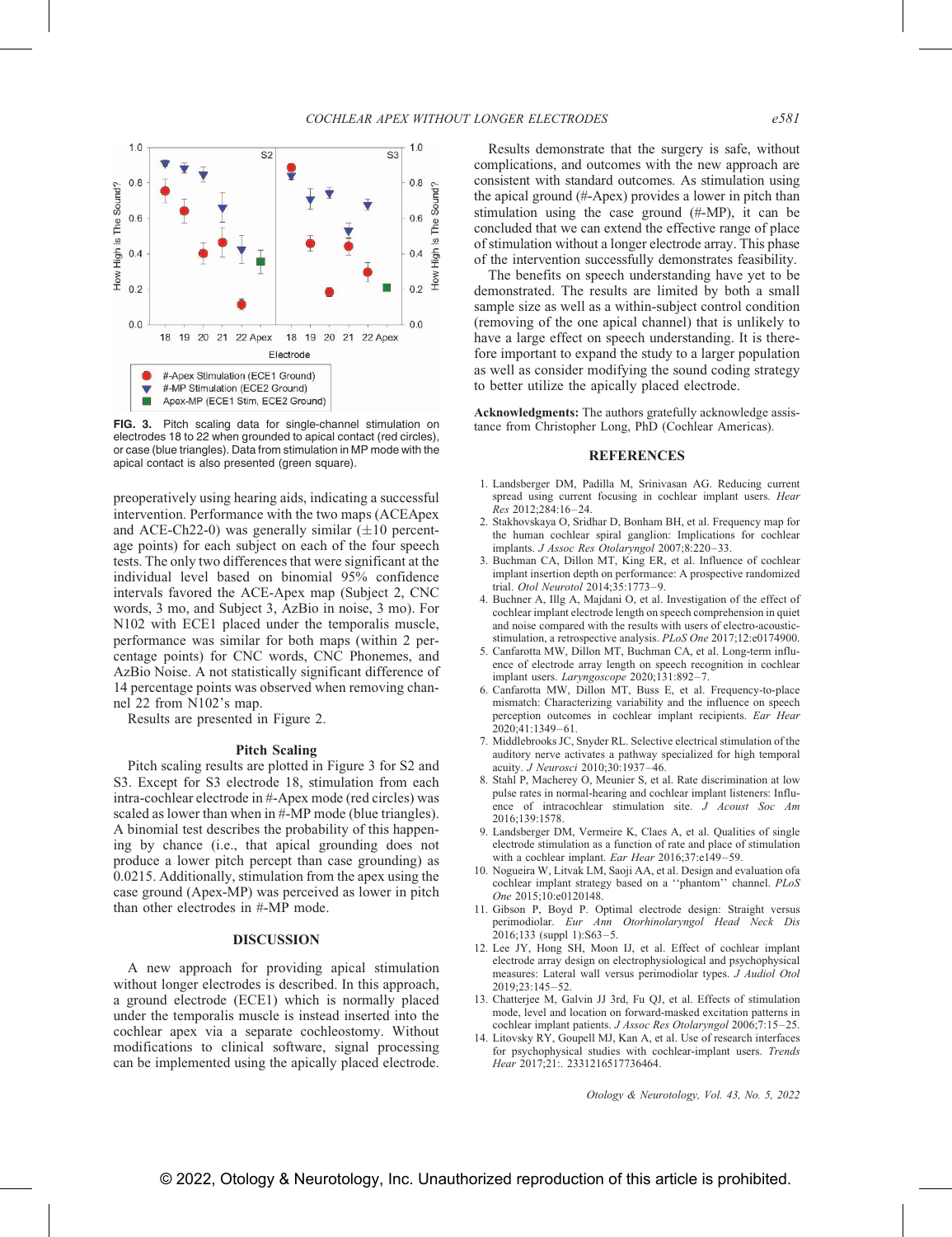1.0

S2

S3

1.0

0.8

0.8

0.6

0.6

0.4

0.4

0.2

0.2

0.0

0.0

How High Is The Sound?

How High Is The Sound?

18 19 20 21 22 Apex 18 19 20 21 22 Apex

Electrode

#-Apex Stimulation (ECE1 Ground)

#-MP Stimulation (ECE2 Ground)

Apex-MP (ECE1 Stim, ECE2 Ground)

**FIG. 3.** Pitch scaling data for single-channel stimulation on electrodes 18 to 22 when grounded to apical contact (red circles), or case (blue triangles). Data from stimulation in MP mode with the apical contact is also presented (green square).

preoperatively using hearing aids, indicating a successful intervention. Performance with the two maps (ACEApex and ACE-Ch22-0) was generally similar (±10 percentage points) for each subject on each of the four speech tests. The only two differences that were significant at the individual level based on binomial 95% confidence intervals favored the ACE-Apex map (Subject 2, CNC words, 3 mo, and Subject 3, AzBio in noise, 3 mo). For N102 with ECE1 placed under the temporalis muscle, performance was similar for both maps (within 2 percentage points) for CNC words, CNC Phonemes, and AzBio Noise. A not statistically significant difference of 14 percentage points was observed when removing channel 22 from N102's map.

Results are presented in Figure 2.

### Pitch Scaling

Pitch scaling results are plotted in Figure 3 for S2 and S3. Except for S3 electrode 18, stimulation from each intra-cochlear electrode in #-Apex mode (red circles) was scaled as lower than when in #-MP mode (blue triangles). A binomial test describes the probability of this happening by chance (i.e., that apical grounding does not produce a lower pitch percept than case grounding) as 0.0215. Additionally, stimulation from the apex using the case ground (Apex-MP) was perceived as lower in pitch than other electrodes in #-MP mode.

## DISCUSSION

A new approach for providing apical stimulation without longer electrodes is described. In this approach, a ground electrode (ECE1) which is normally placed under the temporalis muscle is instead inserted into the cochlear apex via a separate cochleostomy. Without modifications to clinical software, signal processing can be implemented using the apically placed electrode.

Results demonstrate that the surgery is safe, without complications, and outcomes with the new approach are consistent with standard outcomes. As stimulation using the apical ground (#-Apex) provides a lower in pitch than stimulation using the case ground (#-MP), it can be concluded that we can extend the effective range of place of stimulation without a longer electrode array. This phase of the intervention successfully demonstrates feasibility.

The benefits on speech understanding have yet to be demonstrated. The results are limited by both a small sample size as well as a within-subject control condition (removing of the one apical channel) that is unlikely to have a large effect on speech understanding. It is therefore important to expand the study to a larger population as well as consider modifying the sound coding strategy to better utilize the apically placed electrode.

**Acknowledgments:** The authors gratefully acknowledge assistance from Christopher Long, PhD (Cochlear Americas).

## REFERENCES

1. Landsberger DM, Padilla M, Srinivasan AG. Reducing current spread using current focusing in cochlear implant users. *Hear Res* 2012;284:16–24.
2. Stakhovskaya O, Sridhar D, Bonham BH, et al. Frequency map for the human cochlear spiral ganglion: Implications for cochlear implants. *J Assoc Res Otolaryngol* 2007;8:220–33.
3. Buchman CA, Dillon MT, King ER, et al. Influence of cochlear implant insertion depth on performance: A prospective randomized trial. *Otol Neurotol* 2014;35:1773–9.
4. Buchner A, Illg A, Majdani O, et al. Investigation of the effect of cochlear implant electrode length on speech comprehension in quiet and noise compared with the results with users of electro-acoustic-stimulation, a retrospective analysis. *PLoS One* 2017;12:e0174900.
5. Canfarotta MW, Dillon MT, Buchman CA, et al. Long-term influence of electrode array length on speech recognition in cochlear implant users. *Laryngoscope* 2020;131:892–7.
6. Canfarotta MW, Dillon MT, Buss E, et al. Frequency-to-place mismatch: Characterizing variability and the influence on speech perception outcomes in cochlear implant recipients. *Ear Hear* 2020;41:1349–61.
7. Middlebrooks JC, Snyder RL. Selective electrical stimulation of the auditory nerve activates a pathway specialized for high temporal acuity. *J Neurosci* 2010;30:1937–46.
8. Stahl P, Macherey O, Meunier S, et al. Rate discrimination at low pulse rates in normal-hearing and cochlear implant listeners: Influence of intracochlear stimulation site. *J Acoust Soc Am* 2016;139:1578.
9. Landsberger DM, Vermeire K, Claes A, et al. Qualities of single electrode stimulation as a function of rate and place of stimulation with a cochlear implant. *Ear Hear* 2016;37:e149–59.
10. Nogueira W, Litvak LM, Saoji AA, et al. Design and evaluation ofa cochlear implant strategy based on a ''phantom'' channel. *PLoS One* 2015;10:e0120148.
11. Gibson P, Boyd P. Optimal electrode design: Straight versus perimodiolar. *Eur Ann Otorhinolaryngol Head Neck Dis* 2016;133 (suppl 1):S63–5.
12. Lee JY, Hong SH, Moon IJ, et al. Effect of cochlear implant electrode array design on electrophysiological and psychophysical measures: Lateral wall versus perimodiolar types. *J Audiol Otol* 2019;23:145–52.
13. Chatterjee M, Galvin JJ 3rd, Fu QJ, et al. Effects of stimulation mode, level and location on forward-masked excitation patterns in cochlear implant patients. *J Assoc Res Otolaryngol* 2006;7:15–25.
14. Litovsky RY, Goupell MJ, Kan A, et al. Use of research interfaces for psychophysical studies with cochlear-implant users. *Trends Hear* 2017;21:. 2331216517736464.

© 2022, Otology & Neurotology, Inc. Unauthorized reproduction of this article is prohibited.